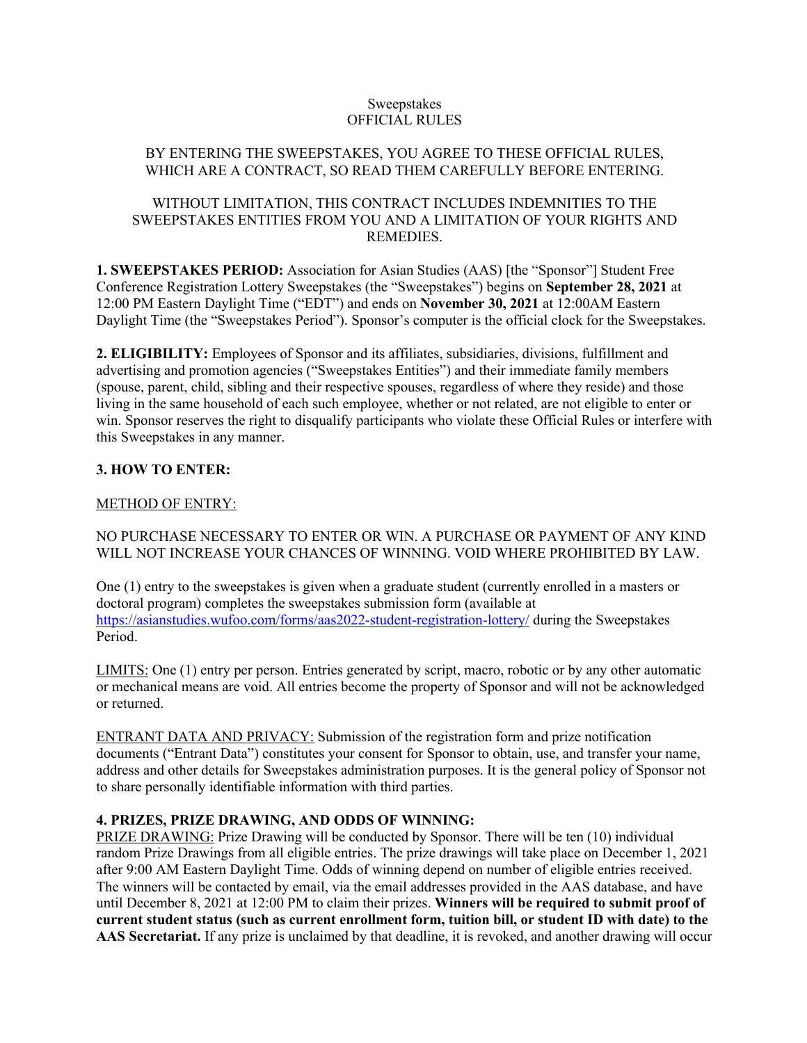Sweepstakes
OFFICIAL RULES

BY ENTERING THE SWEEPSTAKES, YOU AGREE TO THESE OFFICIAL RULES, WHICH ARE A CONTRACT, SO READ THEM CAREFULLY BEFORE ENTERING.

WITHOUT LIMITATION, THIS CONTRACT INCLUDES INDEMNITIES TO THE SWEEPSTAKES ENTITIES FROM YOU AND A LIMITATION OF YOUR RIGHTS AND REMEDIES.

**1. SWEEPSTAKES PERIOD:** Association for Asian Studies (AAS) [the "Sponsor"] Student Free Conference Registration Lottery Sweepstakes (the "Sweepstakes") begins on **September 28, 2021** at 12:00 PM Eastern Daylight Time ("EDT") and ends on **November 30, 2021** at 12:00AM Eastern Daylight Time (the "Sweepstakes Period"). Sponsor's computer is the official clock for the Sweepstakes.

**2. ELIGIBILITY:** Employees of Sponsor and its affiliates, subsidiaries, divisions, fulfillment and advertising and promotion agencies ("Sweepstakes Entities") and their immediate family members (spouse, parent, child, sibling and their respective spouses, regardless of where they reside) and those living in the same household of each such employee, whether or not related, are not eligible to enter or win. Sponsor reserves the right to disqualify participants who violate these Official Rules or interfere with this Sweepstakes in any manner.

**3. HOW TO ENTER:**

METHOD OF ENTRY:

NO PURCHASE NECESSARY TO ENTER OR WIN. A PURCHASE OR PAYMENT OF ANY KIND WILL NOT INCREASE YOUR CHANCES OF WINNING. VOID WHERE PROHIBITED BY LAW.

One (1) entry to the sweepstakes is given when a graduate student (currently enrolled in a masters or doctoral program) completes the sweepstakes submission form (available at https://asianstudies.wufoo.com/forms/aas2022-student-registration-lottery/ during the Sweepstakes Period.

LIMITS: One (1) entry per person. Entries generated by script, macro, robotic or by any other automatic or mechanical means are void. All entries become the property of Sponsor and will not be acknowledged or returned.

ENTRANT DATA AND PRIVACY: Submission of the registration form and prize notification documents ("Entrant Data") constitutes your consent for Sponsor to obtain, use, and transfer your name, address and other details for Sweepstakes administration purposes. It is the general policy of Sponsor not to share personally identifiable information with third parties.

**4. PRIZES, PRIZE DRAWING, AND ODDS OF WINNING:**

PRIZE DRAWING: Prize Drawing will be conducted by Sponsor. There will be ten (10) individual random Prize Drawings from all eligible entries. The prize drawings will take place on December 1, 2021 after 9:00 AM Eastern Daylight Time. Odds of winning depend on number of eligible entries received. The winners will be contacted by email, via the email addresses provided in the AAS database, and have until December 8, 2021 at 12:00 PM to claim their prizes. **Winners will be required to submit proof of current student status (such as current enrollment form, tuition bill, or student ID with date) to the AAS Secretariat.** If any prize is unclaimed by that deadline, it is revoked, and another drawing will occur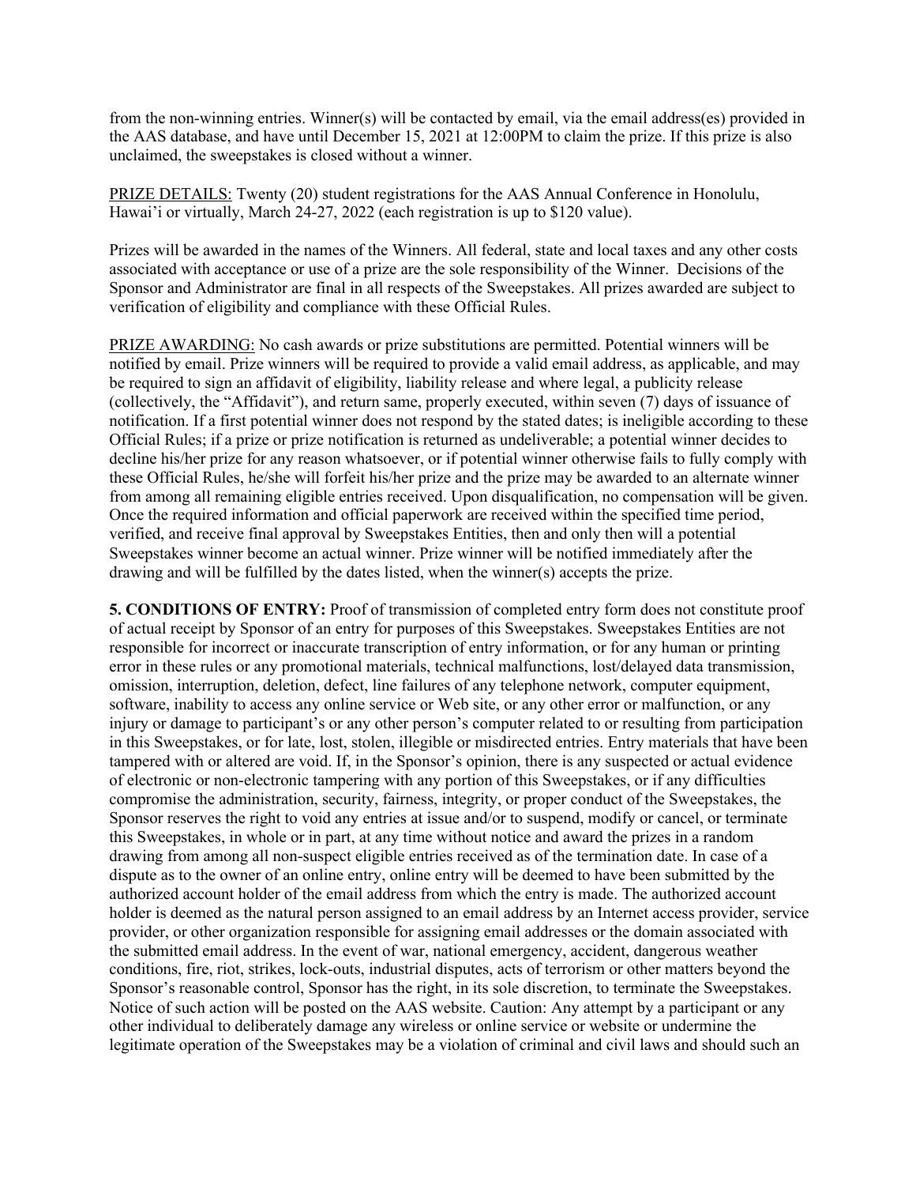from the non-winning entries. Winner(s) will be contacted by email, via the email address(es) provided in the AAS database, and have until December 15, 2021 at 12:00PM to claim the prize. If this prize is also unclaimed, the sweepstakes is closed without a winner.

PRIZE DETAILS: Twenty (20) student registrations for the AAS Annual Conference in Honolulu, Hawai'i or virtually, March 24-27, 2022 (each registration is up to $120 value).

Prizes will be awarded in the names of the Winners. All federal, state and local taxes and any other costs associated with acceptance or use of a prize are the sole responsibility of the Winner. Decisions of the Sponsor and Administrator are final in all respects of the Sweepstakes. All prizes awarded are subject to verification of eligibility and compliance with these Official Rules.

PRIZE AWARDING: No cash awards or prize substitutions are permitted. Potential winners will be notified by email. Prize winners will be required to provide a valid email address, as applicable, and may be required to sign an affidavit of eligibility, liability release and where legal, a publicity release (collectively, the "Affidavit"), and return same, properly executed, within seven (7) days of issuance of notification. If a first potential winner does not respond by the stated dates; is ineligible according to these Official Rules; if a prize or prize notification is returned as undeliverable; a potential winner decides to decline his/her prize for any reason whatsoever, or if potential winner otherwise fails to fully comply with these Official Rules, he/she will forfeit his/her prize and the prize may be awarded to an alternate winner from among all remaining eligible entries received. Upon disqualification, no compensation will be given. Once the required information and official paperwork are received within the specified time period, verified, and receive final approval by Sweepstakes Entities, then and only then will a potential Sweepstakes winner become an actual winner. Prize winner will be notified immediately after the drawing and will be fulfilled by the dates listed, when the winner(s) accepts the prize.

**5. CONDITIONS OF ENTRY:** Proof of transmission of completed entry form does not constitute proof of actual receipt by Sponsor of an entry for purposes of this Sweepstakes. Sweepstakes Entities are not responsible for incorrect or inaccurate transcription of entry information, or for any human or printing error in these rules or any promotional materials, technical malfunctions, lost/delayed data transmission, omission, interruption, deletion, defect, line failures of any telephone network, computer equipment, software, inability to access any online service or Web site, or any other error or malfunction, or any injury or damage to participant's or any other person's computer related to or resulting from participation in this Sweepstakes, or for late, lost, stolen, illegible or misdirected entries. Entry materials that have been tampered with or altered are void. If, in the Sponsor's opinion, there is any suspected or actual evidence of electronic or non-electronic tampering with any portion of this Sweepstakes, or if any difficulties compromise the administration, security, fairness, integrity, or proper conduct of the Sweepstakes, the Sponsor reserves the right to void any entries at issue and/or to suspend, modify or cancel, or terminate this Sweepstakes, in whole or in part, at any time without notice and award the prizes in a random drawing from among all non-suspect eligible entries received as of the termination date. In case of a dispute as to the owner of an online entry, online entry will be deemed to have been submitted by the authorized account holder of the email address from which the entry is made. The authorized account holder is deemed as the natural person assigned to an email address by an Internet access provider, service provider, or other organization responsible for assigning email addresses or the domain associated with the submitted email address. In the event of war, national emergency, accident, dangerous weather conditions, fire, riot, strikes, lock-outs, industrial disputes, acts of terrorism or other matters beyond the Sponsor's reasonable control, Sponsor has the right, in its sole discretion, to terminate the Sweepstakes. Notice of such action will be posted on the AAS website. Caution: Any attempt by a participant or any other individual to deliberately damage any wireless or online service or website or undermine the legitimate operation of the Sweepstakes may be a violation of criminal and civil laws and should such an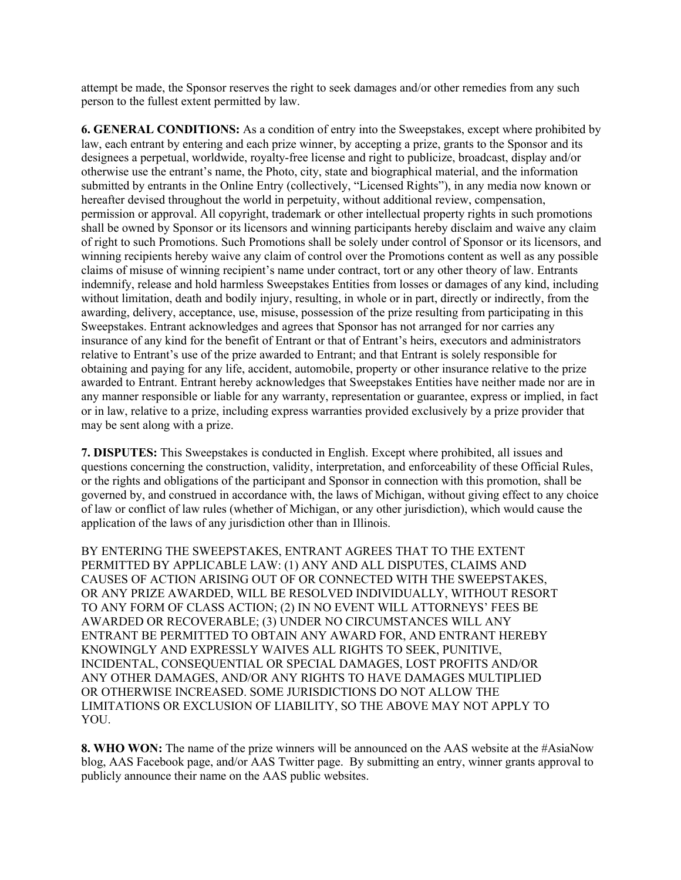attempt be made, the Sponsor reserves the right to seek damages and/or other remedies from any such person to the fullest extent permitted by law.

**6. GENERAL CONDITIONS:** As a condition of entry into the Sweepstakes, except where prohibited by law, each entrant by entering and each prize winner, by accepting a prize, grants to the Sponsor and its designees a perpetual, worldwide, royalty-free license and right to publicize, broadcast, display and/or otherwise use the entrant's name, the Photo, city, state and biographical material, and the information submitted by entrants in the Online Entry (collectively, "Licensed Rights"), in any media now known or hereafter devised throughout the world in perpetuity, without additional review, compensation, permission or approval. All copyright, trademark or other intellectual property rights in such promotions shall be owned by Sponsor or its licensors and winning participants hereby disclaim and waive any claim of right to such Promotions. Such Promotions shall be solely under control of Sponsor or its licensors, and winning recipients hereby waive any claim of control over the Promotions content as well as any possible claims of misuse of winning recipient's name under contract, tort or any other theory of law. Entrants indemnify, release and hold harmless Sweepstakes Entities from losses or damages of any kind, including without limitation, death and bodily injury, resulting, in whole or in part, directly or indirectly, from the awarding, delivery, acceptance, use, misuse, possession of the prize resulting from participating in this Sweepstakes. Entrant acknowledges and agrees that Sponsor has not arranged for nor carries any insurance of any kind for the benefit of Entrant or that of Entrant's heirs, executors and administrators relative to Entrant's use of the prize awarded to Entrant; and that Entrant is solely responsible for obtaining and paying for any life, accident, automobile, property or other insurance relative to the prize awarded to Entrant. Entrant hereby acknowledges that Sweepstakes Entities have neither made nor are in any manner responsible or liable for any warranty, representation or guarantee, express or implied, in fact or in law, relative to a prize, including express warranties provided exclusively by a prize provider that may be sent along with a prize.

**7. DISPUTES:** This Sweepstakes is conducted in English. Except where prohibited, all issues and questions concerning the construction, validity, interpretation, and enforceability of these Official Rules, or the rights and obligations of the participant and Sponsor in connection with this promotion, shall be governed by, and construed in accordance with, the laws of Michigan, without giving effect to any choice of law or conflict of law rules (whether of Michigan, or any other jurisdiction), which would cause the application of the laws of any jurisdiction other than in Illinois.

BY ENTERING THE SWEEPSTAKES, ENTRANT AGREES THAT TO THE EXTENT PERMITTED BY APPLICABLE LAW: (1) ANY AND ALL DISPUTES, CLAIMS AND CAUSES OF ACTION ARISING OUT OF OR CONNECTED WITH THE SWEEPSTAKES, OR ANY PRIZE AWARDED, WILL BE RESOLVED INDIVIDUALLY, WITHOUT RESORT TO ANY FORM OF CLASS ACTION; (2) IN NO EVENT WILL ATTORNEYS' FEES BE AWARDED OR RECOVERABLE; (3) UNDER NO CIRCUMSTANCES WILL ANY ENTRANT BE PERMITTED TO OBTAIN ANY AWARD FOR, AND ENTRANT HEREBY KNOWINGLY AND EXPRESSLY WAIVES ALL RIGHTS TO SEEK, PUNITIVE, INCIDENTAL, CONSEQUENTIAL OR SPECIAL DAMAGES, LOST PROFITS AND/OR ANY OTHER DAMAGES, AND/OR ANY RIGHTS TO HAVE DAMAGES MULTIPLIED OR OTHERWISE INCREASED. SOME JURISDICTIONS DO NOT ALLOW THE LIMITATIONS OR EXCLUSION OF LIABILITY, SO THE ABOVE MAY NOT APPLY TO YOU.

**8. WHO WON:** The name of the prize winners will be announced on the AAS website at the #AsiaNow blog, AAS Facebook page, and/or AAS Twitter page. By submitting an entry, winner grants approval to publicly announce their name on the AAS public websites.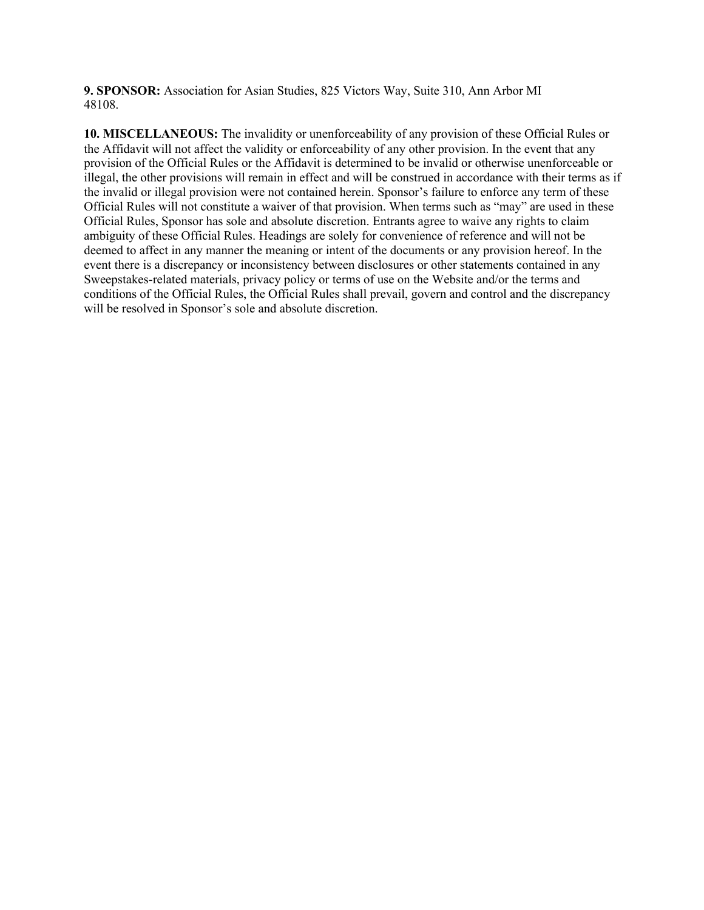**9. SPONSOR:** Association for Asian Studies, 825 Victors Way, Suite 310, Ann Arbor MI 48108.

**10. MISCELLANEOUS:** The invalidity or unenforceability of any provision of these Official Rules or the Affidavit will not affect the validity or enforceability of any other provision. In the event that any provision of the Official Rules or the Affidavit is determined to be invalid or otherwise unenforceable or illegal, the other provisions will remain in effect and will be construed in accordance with their terms as if the invalid or illegal provision were not contained herein. Sponsor's failure to enforce any term of these Official Rules will not constitute a waiver of that provision. When terms such as "may" are used in these Official Rules, Sponsor has sole and absolute discretion. Entrants agree to waive any rights to claim ambiguity of these Official Rules. Headings are solely for convenience of reference and will not be deemed to affect in any manner the meaning or intent of the documents or any provision hereof. In the event there is a discrepancy or inconsistency between disclosures or other statements contained in any Sweepstakes-related materials, privacy policy or terms of use on the Website and/or the terms and conditions of the Official Rules, the Official Rules shall prevail, govern and control and the discrepancy will be resolved in Sponsor's sole and absolute discretion.